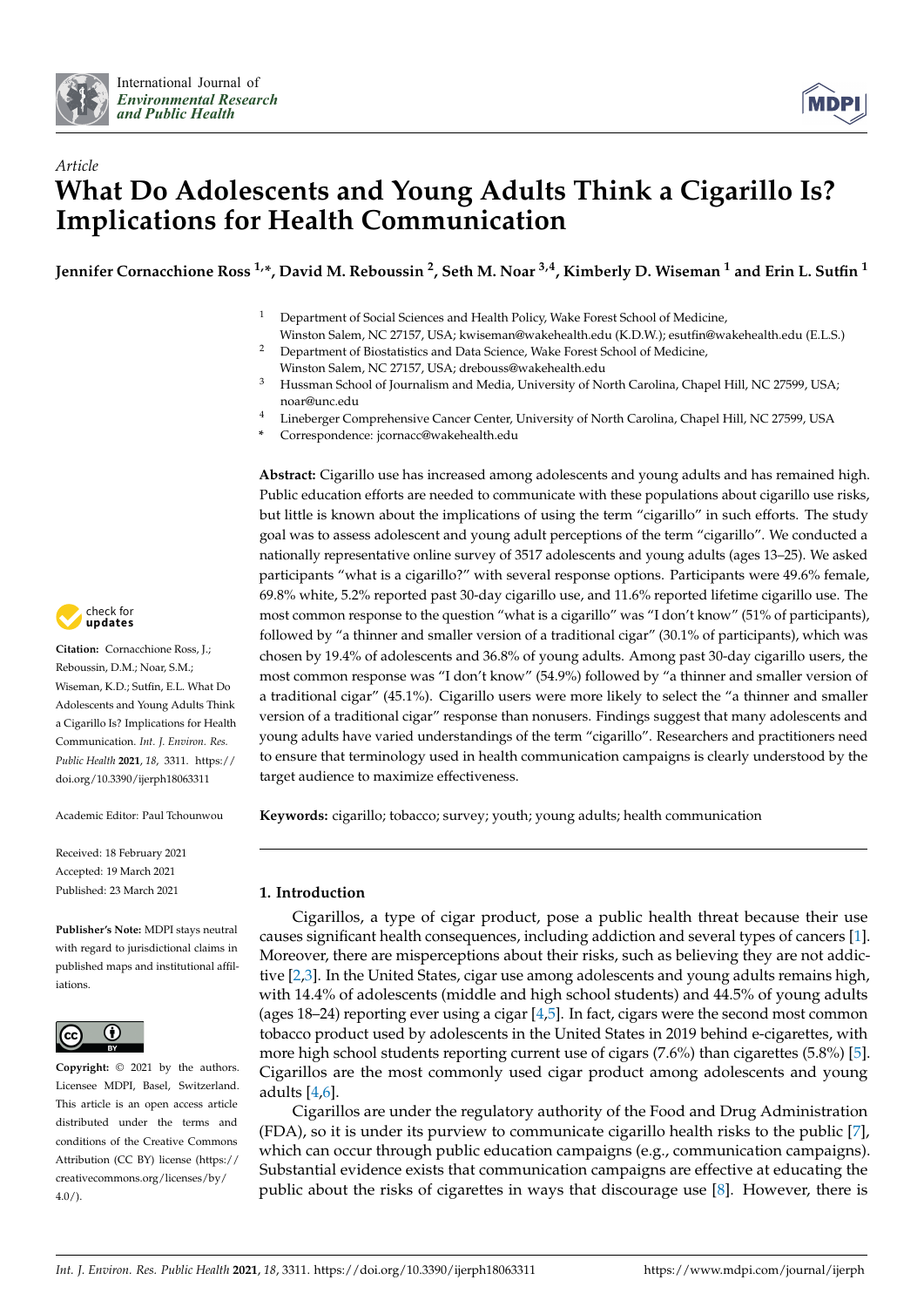International Journal of *Environmental Research and Public Health*

*Article*

# What Do Adolescents and Young Adults Think a Cigarillo Is? Implications for Health Communication

**Jennifer Cornacchione Ross [1,*], David M. Reboussin [2], Seth M. Noar [3,4], Kimberly D. Wiseman [1] and Erin L. Sutfin [1]**

1. Department of Social Sciences and Health Policy, Wake Forest School of Medicine, Winston Salem, NC 27157, USA; kwiseman@wakehealth.edu (K.D.W.); esutfin@wakehealth.edu (E.L.S.)
2. Department of Biostatistics and Data Science, Wake Forest School of Medicine, Winston Salem, NC 27157, USA; drebouss@wakehealth.edu
3. Hussman School of Journalism and Media, University of North Carolina, Chapel Hill, NC 27599, USA; noar@unc.edu
4. Lineberger Comprehensive Cancer Center, University of North Carolina, Chapel Hill, NC 27599, USA

\* Correspondence: jcornacc@wakehealth.edu

**Citation:** Cornacchione Ross, J.; Reboussin, D.M.; Noar, S.M.; Wiseman, K.D.; Sutfin, E.L. What Do Adolescents and Young Adults Think a Cigarillo Is? Implications for Health Communication. *Int. J. Environ. Res. Public Health* **2021**, *18*, 3311. https://doi.org/10.3390/ijerph18063311

Academic Editor: Paul Tchounwou

Received: 18 February 2021
Accepted: 19 March 2021
Published: 23 March 2021

**Publisher's Note:** MDPI stays neutral with regard to jurisdictional claims in published maps and institutional affiliations.

**Copyright:** © 2021 by the authors. Licensee MDPI, Basel, Switzerland. This article is an open access article distributed under the terms and conditions of the Creative Commons Attribution (CC BY) license (https://creativecommons.org/licenses/by/4.0/).

**Abstract:** Cigarillo use has increased among adolescents and young adults and has remained high. Public education efforts are needed to communicate with these populations about cigarillo use risks, but little is known about the implications of using the term "cigarillo" in such efforts. The study goal was to assess adolescent and young adult perceptions of the term "cigarillo". We conducted a nationally representative online survey of 3517 adolescents and young adults (ages 13–25). We asked participants "what is a cigarillo?" with several response options. Participants were 49.6% female, 69.8% white, 5.2% reported past 30-day cigarillo use, and 11.6% reported lifetime cigarillo use. The most common response to the question "what is a cigarillo" was "I don't know" (51% of participants), followed by "a thinner and smaller version of a traditional cigar" (30.1% of participants), which was chosen by 19.4% of adolescents and 36.8% of young adults. Among past 30-day cigarillo users, the most common response was "I don't know" (54.9%) followed by "a thinner and smaller version of a traditional cigar" (45.1%). Cigarillo users were more likely to select the "a thinner and smaller version of a traditional cigar" response than nonusers. Findings suggest that many adolescents and young adults have varied understandings of the term "cigarillo". Researchers and practitioners need to ensure that terminology used in health communication campaigns is clearly understood by the target audience to maximize effectiveness.

**Keywords:** cigarillo; tobacco; survey; youth; young adults; health communication

## 1. Introduction

Cigarillos, a type of cigar product, pose a public health threat because their use causes significant health consequences, including addiction and several types of cancers [1]. Moreover, there are misperceptions about their risks, such as believing they are not addictive [2,3]. In the United States, cigar use among adolescents and young adults remains high, with 14.4% of adolescents (middle and high school students) and 44.5% of young adults (ages 18–24) reporting ever using a cigar [4,5]. In fact, cigars were the second most common tobacco product used by adolescents in the United States in 2019 behind e-cigarettes, with more high school students reporting current use of cigars (7.6%) than cigarettes (5.8%) [5]. Cigarillos are the most commonly used cigar product among adolescents and young adults [4,6].

Cigarillos are under the regulatory authority of the Food and Drug Administration (FDA), so it is under its purview to communicate cigarillo health risks to the public [7], which can occur through public education campaigns (e.g., communication campaigns). Substantial evidence exists that communication campaigns are effective at educating the public about the risks of cigarettes in ways that discourage use [8]. However, there is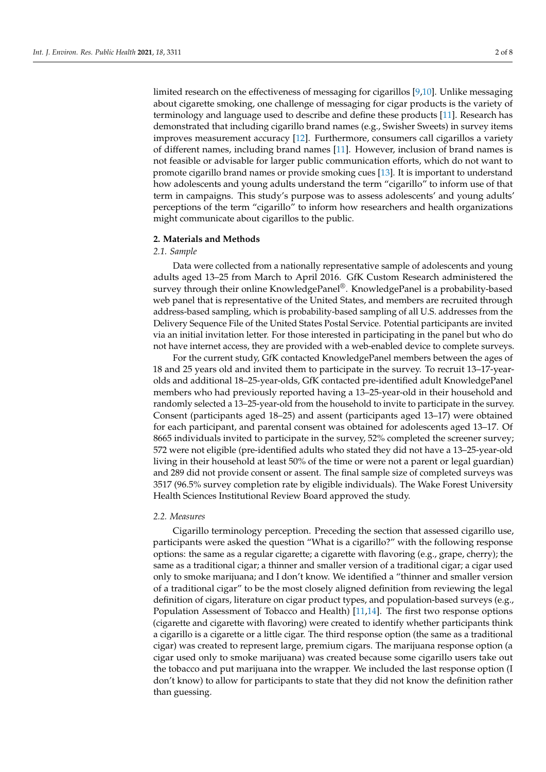limited research on the effectiveness of messaging for cigarillos [9,10]. Unlike messaging about cigarette smoking, one challenge of messaging for cigar products is the variety of terminology and language used to describe and define these products [11]. Research has demonstrated that including cigarillo brand names (e.g., Swisher Sweets) in survey items improves measurement accuracy [12]. Furthermore, consumers call cigarillos a variety of different names, including brand names [11]. However, inclusion of brand names is not feasible or advisable for larger public communication efforts, which do not want to promote cigarillo brand names or provide smoking cues [13]. It is important to understand how adolescents and young adults understand the term "cigarillo" to inform use of that term in campaigns. This study's purpose was to assess adolescents' and young adults' perceptions of the term "cigarillo" to inform how researchers and health organizations might communicate about cigarillos to the public.

## 2. Materials and Methods

### *2.1. Sample*

Data were collected from a nationally representative sample of adolescents and young adults aged 13–25 from March to April 2016. GfK Custom Research administered the survey through their online KnowledgePanel®. KnowledgePanel is a probability-based web panel that is representative of the United States, and members are recruited through address-based sampling, which is probability-based sampling of all U.S. addresses from the Delivery Sequence File of the United States Postal Service. Potential participants are invited via an initial invitation letter. For those interested in participating in the panel but who do not have internet access, they are provided with a web-enabled device to complete surveys.

For the current study, GfK contacted KnowledgePanel members between the ages of 18 and 25 years old and invited them to participate in the survey. To recruit 13–17-year-olds and additional 18–25-year-olds, GfK contacted pre-identified adult KnowledgePanel members who had previously reported having a 13–25-year-old in their household and randomly selected a 13–25-year-old from the household to invite to participate in the survey. Consent (participants aged 18–25) and assent (participants aged 13–17) were obtained for each participant, and parental consent was obtained for adolescents aged 13–17. Of 8665 individuals invited to participate in the survey, 52% completed the screener survey; 572 were not eligible (pre-identified adults who stated they did not have a 13–25-year-old living in their household at least 50% of the time or were not a parent or legal guardian) and 289 did not provide consent or assent. The final sample size of completed surveys was 3517 (96.5% survey completion rate by eligible individuals). The Wake Forest University Health Sciences Institutional Review Board approved the study.

### *2.2. Measures*

Cigarillo terminology perception. Preceding the section that assessed cigarillo use, participants were asked the question "What is a cigarillo?" with the following response options: the same as a regular cigarette; a cigarette with flavoring (e.g., grape, cherry); the same as a traditional cigar; a thinner and smaller version of a traditional cigar; a cigar used only to smoke marijuana; and I don't know. We identified a "thinner and smaller version of a traditional cigar" to be the most closely aligned definition from reviewing the legal definition of cigars, literature on cigar product types, and population-based surveys (e.g., Population Assessment of Tobacco and Health) [11,14]. The first two response options (cigarette and cigarette with flavoring) were created to identify whether participants think a cigarillo is a cigarette or a little cigar. The third response option (the same as a traditional cigar) was created to represent large, premium cigars. The marijuana response option (a cigar used only to smoke marijuana) was created because some cigarillo users take out the tobacco and put marijuana into the wrapper. We included the last response option (I don't know) to allow for participants to state that they did not know the definition rather than guessing.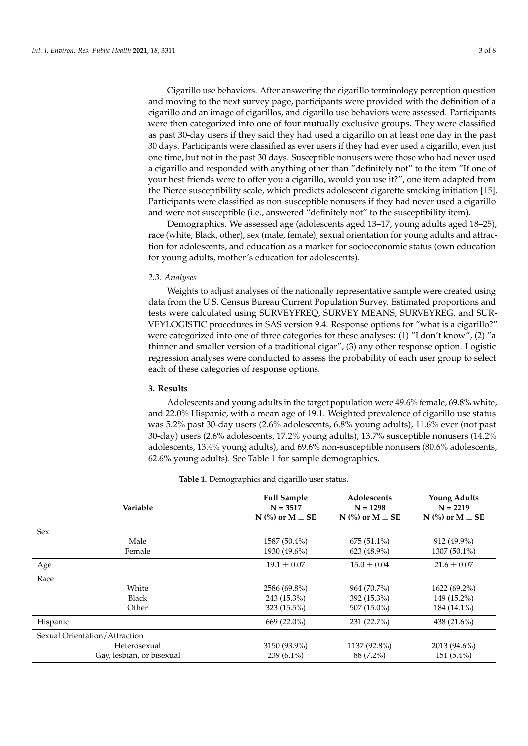Cigarillo use behaviors. After answering the cigarillo terminology perception question and moving to the next survey page, participants were provided with the definition of a cigarillo and an image of cigarillos, and cigarillo use behaviors were assessed. Participants were then categorized into one of four mutually exclusive groups. They were classified as past 30-day users if they said they had used a cigarillo on at least one day in the past 30 days. Participants were classified as ever users if they had ever used a cigarillo, even just one time, but not in the past 30 days. Susceptible nonusers were those who had never used a cigarillo and responded with anything other than "definitely not" to the item "If one of your best friends were to offer you a cigarillo, would you use it?", one item adapted from the Pierce susceptibility scale, which predicts adolescent cigarette smoking initiation [15]. Participants were classified as non-susceptible nonusers if they had never used a cigarillo and were not susceptible (i.e., answered "definitely not" to the susceptibility item).

Demographics. We assessed age (adolescents aged 13–17, young adults aged 18–25), race (white, Black, other), sex (male, female), sexual orientation for young adults and attraction for adolescents, and education as a marker for socioeconomic status (own education for young adults, mother's education for adolescents).

### 2.3. Analyses

Weights to adjust analyses of the nationally representative sample were created using data from the U.S. Census Bureau Current Population Survey. Estimated proportions and tests were calculated using SURVEYFREQ, SURVEY MEANS, SURVEYREG, and SURVEYLOGISTIC procedures in SAS version 9.4. Response options for "what is a cigarillo?" were categorized into one of three categories for these analyses: (1) "I don't know", (2) "a thinner and smaller version of a traditional cigar", (3) any other response option. Logistic regression analyses were conducted to assess the probability of each user group to select each of these categories of response options.

## 3. Results

Adolescents and young adults in the target population were 49.6% female, 69.8% white, and 22.0% Hispanic, with a mean age of 19.1. Weighted prevalence of cigarillo use status was 5.2% past 30-day users (2.6% adolescents, 6.8% young adults), 11.6% ever (not past 30-day) users (2.6% adolescents, 17.2% young adults), 13.7% susceptible nonusers (14.2% adolescents, 13.4% young adults), and 69.6% non-susceptible nonusers (80.6% adolescents, 62.6% young adults). See Table 1 for sample demographics.

**Table 1.** Demographics and cigarillo user status.

| Variable | Full Sample N = 3517 N (%) or M ± SE | Adolescents N = 1298 N (%) or M ± SE | Young Adults N = 2219 N (%) or M ± SE |
|---|---|---|---|
| Sex | | | |
| Male | 1587 (50.4%) | 675 (51.1%) | 912 (49.9%) |
| Female | 1930 (49.6%) | 623 (48.9%) | 1307 (50.1%) |
| Age | 19.1 ± 0.07 | 15.0 ± 0.04 | 21.6 ± 0.07 |
| Race | | | |
| White | 2586 (69.8%) | 964 (70.7%) | 1622 (69.2%) |
| Black | 243 (15.3%) | 392 (15.3%) | 149 (15.2%) |
| Other | 323 (15.5%) | 507 (15.0%) | 184 (14.1%) |
| Hispanic | 669 (22.0%) | 231 (22.7%) | 438 (21.6%) |
| Sexual Orientation/Attraction | | | |
| Heterosexual | 3150 (93.9%) | 1137 (92.8%) | 2013 (94.6%) |
| Gay, lesbian, or bisexual | 239 (6.1%) | 88 (7.2%) | 151 (5.4%) |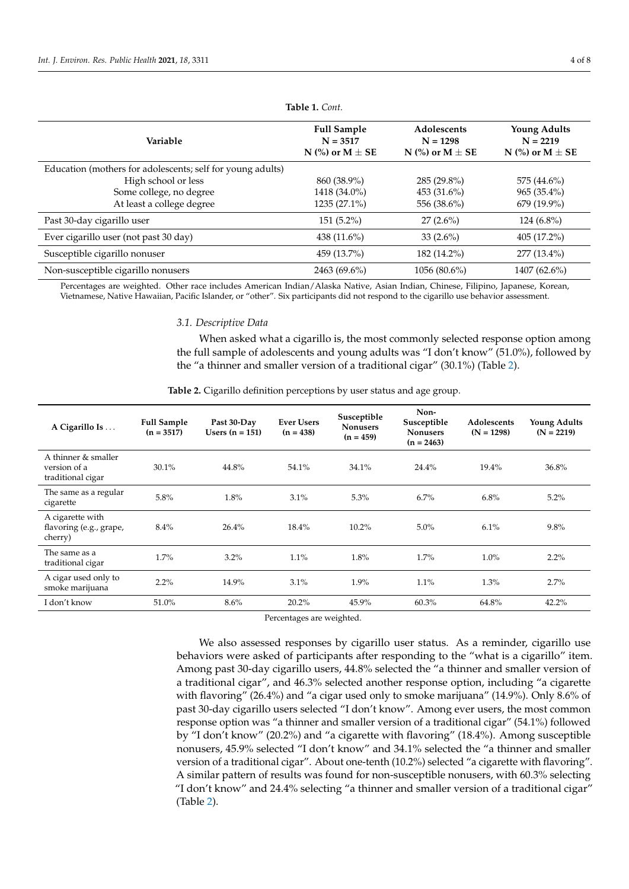**Table 1.** *Cont.*

| Variable | Full Sample N = 3517 N (%) or M ± SE | Adolescents N = 1298 N (%) or M ± SE | Young Adults N = 2219 N (%) or M ± SE |
|---|---|---|---|
| Education (mothers for adolescents; self for young adults) | | | |
| High school or less | 860 (38.9%) | 285 (29.8%) | 575 (44.6%) |
| Some college, no degree | 1418 (34.0%) | 453 (31.6%) | 965 (35.4%) |
| At least a college degree | 1235 (27.1%) | 556 (38.6%) | 679 (19.9%) |
| Past 30-day cigarillo user | 151 (5.2%) | 27 (2.6%) | 124 (6.8%) |
| Ever cigarillo user (not past 30 day) | 438 (11.6%) | 33 (2.6%) | 405 (17.2%) |
| Susceptible cigarillo nonuser | 459 (13.7%) | 182 (14.2%) | 277 (13.4%) |
| Non-susceptible cigarillo nonusers | 2463 (69.6%) | 1056 (80.6%) | 1407 (62.6%) |

Percentages are weighted. Other race includes American Indian/Alaska Native, Asian Indian, Chinese, Filipino, Japanese, Korean, Vietnamese, Native Hawaiian, Pacific Islander, or "other". Six participants did not respond to the cigarillo use behavior assessment.

### 3.1. Descriptive Data

When asked what a cigarillo is, the most commonly selected response option among the full sample of adolescents and young adults was "I don't know" (51.0%), followed by the "a thinner and smaller version of a traditional cigar" (30.1%) (Table 2).

**Table 2.** Cigarillo definition perceptions by user status and age group.

| A Cigarillo Is ... | Full Sample (n = 3517) | Past 30-Day Users (n = 151) | Ever Users (n = 438) | Susceptible Nonusers (n = 459) | Non-Susceptible Nonusers (n = 2463) | Adolescents (N = 1298) | Young Adults (N = 2219) |
|---|---|---|---|---|---|---|---|
| A thinner & smaller version of a traditional cigar | 30.1% | 44.8% | 54.1% | 34.1% | 24.4% | 19.4% | 36.8% |
| The same as a regular cigarette | 5.8% | 1.8% | 3.1% | 5.3% | 6.7% | 6.8% | 5.2% |
| A cigarette with flavoring (e.g., grape, cherry) | 8.4% | 26.4% | 18.4% | 10.2% | 5.0% | 6.1% | 9.8% |
| The same as a traditional cigar | 1.7% | 3.2% | 1.1% | 1.8% | 1.7% | 1.0% | 2.2% |
| A cigar used only to smoke marijuana | 2.2% | 14.9% | 3.1% | 1.9% | 1.1% | 1.3% | 2.7% |
| I don't know | 51.0% | 8.6% | 20.2% | 45.9% | 60.3% | 64.8% | 42.2% |

Percentages are weighted.

We also assessed responses by cigarillo user status. As a reminder, cigarillo use behaviors were asked of participants after responding to the "what is a cigarillo" item. Among past 30-day cigarillo users, 44.8% selected the "a thinner and smaller version of a traditional cigar", and 46.3% selected another response option, including "a cigarette with flavoring" (26.4%) and "a cigar used only to smoke marijuana" (14.9%). Only 8.6% of past 30-day cigarillo users selected "I don't know". Among ever users, the most common response option was "a thinner and smaller version of a traditional cigar" (54.1%) followed by "I don't know" (20.2%) and "a cigarette with flavoring" (18.4%). Among susceptible nonusers, 45.9% selected "I don't know" and 34.1% selected the "a thinner and smaller version of a traditional cigar". About one-tenth (10.2%) selected "a cigarette with flavoring". A similar pattern of results was found for non-susceptible nonusers, with 60.3% selecting "I don't know" and 24.4% selecting "a thinner and smaller version of a traditional cigar" (Table 2).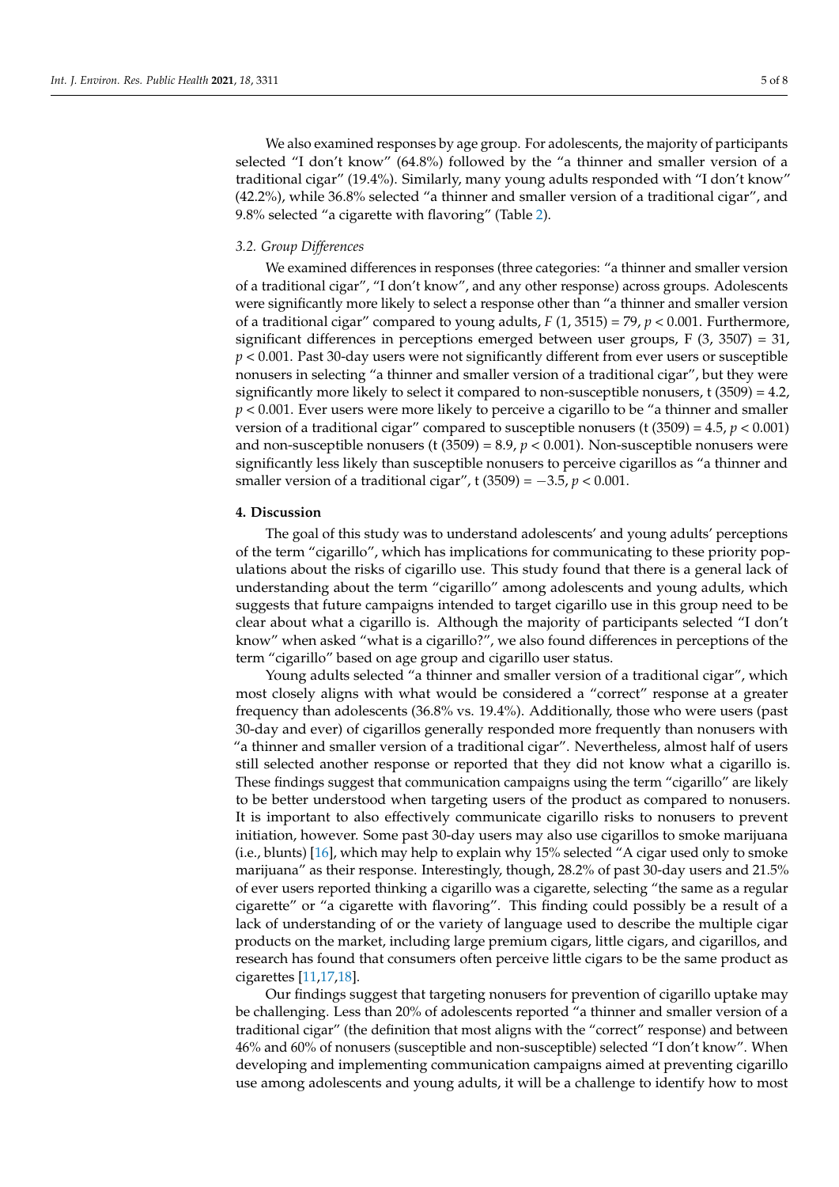We also examined responses by age group. For adolescents, the majority of participants selected "I don't know" (64.8%) followed by the "a thinner and smaller version of a traditional cigar" (19.4%). Similarly, many young adults responded with "I don't know" (42.2%), while 36.8% selected "a thinner and smaller version of a traditional cigar", and 9.8% selected "a cigarette with flavoring" (Table 2).

### *3.2. Group Differences*

We examined differences in responses (three categories: "a thinner and smaller version of a traditional cigar", "I don't know", and any other response) across groups. Adolescents were significantly more likely to select a response other than "a thinner and smaller version of a traditional cigar" compared to young adults, $F(1, 3515) = 79$, $p < 0.001$. Furthermore, significant differences in perceptions emerged between user groups, $F(3, 3507) = 31$, $p < 0.001$. Past 30-day users were not significantly different from ever users or susceptible nonusers in selecting "a thinner and smaller version of a traditional cigar", but they were significantly more likely to select it compared to non-susceptible nonusers, $t(3509) = 4.2$, $p < 0.001$. Ever users were more likely to perceive a cigarillo to be "a thinner and smaller version of a traditional cigar" compared to susceptible nonusers ($t(3509) = 4.5$, $p < 0.001$) and non-susceptible nonusers ($t(3509) = 8.9$, $p < 0.001$). Non-susceptible nonusers were significantly less likely than susceptible nonusers to perceive cigarillos as "a thinner and smaller version of a traditional cigar", $t(3509) = -3.5$, $p < 0.001$.

## 4. Discussion

The goal of this study was to understand adolescents' and young adults' perceptions of the term "cigarillo", which has implications for communicating to these priority populations about the risks of cigarillo use. This study found that there is a general lack of understanding about the term "cigarillo" among adolescents and young adults, which suggests that future campaigns intended to target cigarillo use in this group need to be clear about what a cigarillo is. Although the majority of participants selected "I don't know" when asked "what is a cigarillo?", we also found differences in perceptions of the term "cigarillo" based on age group and cigarillo user status.

Young adults selected "a thinner and smaller version of a traditional cigar", which most closely aligns with what would be considered a "correct" response at a greater frequency than adolescents (36.8% vs. 19.4%). Additionally, those who were users (past 30-day and ever) of cigarillos generally responded more frequently than nonusers with "a thinner and smaller version of a traditional cigar". Nevertheless, almost half of users still selected another response or reported that they did not know what a cigarillo is. These findings suggest that communication campaigns using the term "cigarillo" are likely to be better understood when targeting users of the product as compared to nonusers. It is important to also effectively communicate cigarillo risks to nonusers to prevent initiation, however. Some past 30-day users may also use cigarillos to smoke marijuana (i.e., blunts) [16], which may help to explain why 15% selected "A cigar used only to smoke marijuana" as their response. Interestingly, though, 28.2% of past 30-day users and 21.5% of ever users reported thinking a cigarillo was a cigarette, selecting "the same as a regular cigarette" or "a cigarette with flavoring". This finding could possibly be a result of a lack of understanding of or the variety of language used to describe the multiple cigar products on the market, including large premium cigars, little cigars, and cigarillos, and research has found that consumers often perceive little cigars to be the same product as cigarettes [11,17,18].

Our findings suggest that targeting nonusers for prevention of cigarillo uptake may be challenging. Less than 20% of adolescents reported "a thinner and smaller version of a traditional cigar" (the definition that most aligns with the "correct" response) and between 46% and 60% of nonusers (susceptible and non-susceptible) selected "I don't know". When developing and implementing communication campaigns aimed at preventing cigarillo use among adolescents and young adults, it will be a challenge to identify how to most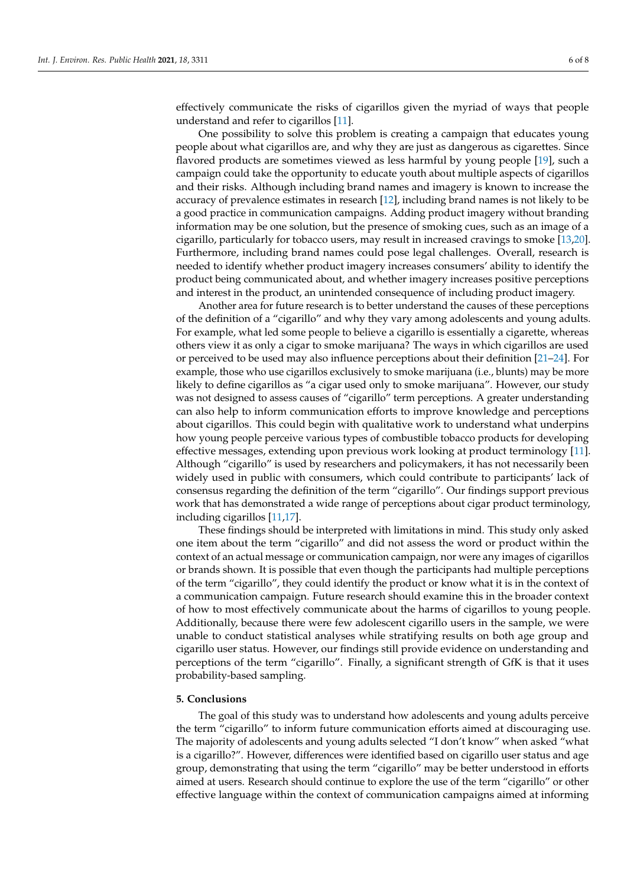effectively communicate the risks of cigarillos given the myriad of ways that people understand and refer to cigarillos [11].

One possibility to solve this problem is creating a campaign that educates young people about what cigarillos are, and why they are just as dangerous as cigarettes. Since flavored products are sometimes viewed as less harmful by young people [19], such a campaign could take the opportunity to educate youth about multiple aspects of cigarillos and their risks. Although including brand names and imagery is known to increase the accuracy of prevalence estimates in research [12], including brand names is not likely to be a good practice in communication campaigns. Adding product imagery without branding information may be one solution, but the presence of smoking cues, such as an image of a cigarillo, particularly for tobacco users, may result in increased cravings to smoke [13,20]. Furthermore, including brand names could pose legal challenges. Overall, research is needed to identify whether product imagery increases consumers' ability to identify the product being communicated about, and whether imagery increases positive perceptions and interest in the product, an unintended consequence of including product imagery.

Another area for future research is to better understand the causes of these perceptions of the definition of a "cigarillo" and why they vary among adolescents and young adults. For example, what led some people to believe a cigarillo is essentially a cigarette, whereas others view it as only a cigar to smoke marijuana? The ways in which cigarillos are used or perceived to be used may also influence perceptions about their definition [21–24]. For example, those who use cigarillos exclusively to smoke marijuana (i.e., blunts) may be more likely to define cigarillos as "a cigar used only to smoke marijuana". However, our study was not designed to assess causes of "cigarillo" term perceptions. A greater understanding can also help to inform communication efforts to improve knowledge and perceptions about cigarillos. This could begin with qualitative work to understand what underpins how young people perceive various types of combustible tobacco products for developing effective messages, extending upon previous work looking at product terminology [11]. Although "cigarillo" is used by researchers and policymakers, it has not necessarily been widely used in public with consumers, which could contribute to participants' lack of consensus regarding the definition of the term "cigarillo". Our findings support previous work that has demonstrated a wide range of perceptions about cigar product terminology, including cigarillos [11,17].

These findings should be interpreted with limitations in mind. This study only asked one item about the term "cigarillo" and did not assess the word or product within the context of an actual message or communication campaign, nor were any images of cigarillos or brands shown. It is possible that even though the participants had multiple perceptions of the term "cigarillo", they could identify the product or know what it is in the context of a communication campaign. Future research should examine this in the broader context of how to most effectively communicate about the harms of cigarillos to young people. Additionally, because there were few adolescent cigarillo users in the sample, we were unable to conduct statistical analyses while stratifying results on both age group and cigarillo user status. However, our findings still provide evidence on understanding and perceptions of the term "cigarillo". Finally, a significant strength of GfK is that it uses probability-based sampling.

## 5. Conclusions

The goal of this study was to understand how adolescents and young adults perceive the term "cigarillo" to inform future communication efforts aimed at discouraging use. The majority of adolescents and young adults selected "I don't know" when asked "what is a cigarillo?". However, differences were identified based on cigarillo user status and age group, demonstrating that using the term "cigarillo" may be better understood in efforts aimed at users. Research should continue to explore the use of the term "cigarillo" or other effective language within the context of communication campaigns aimed at informing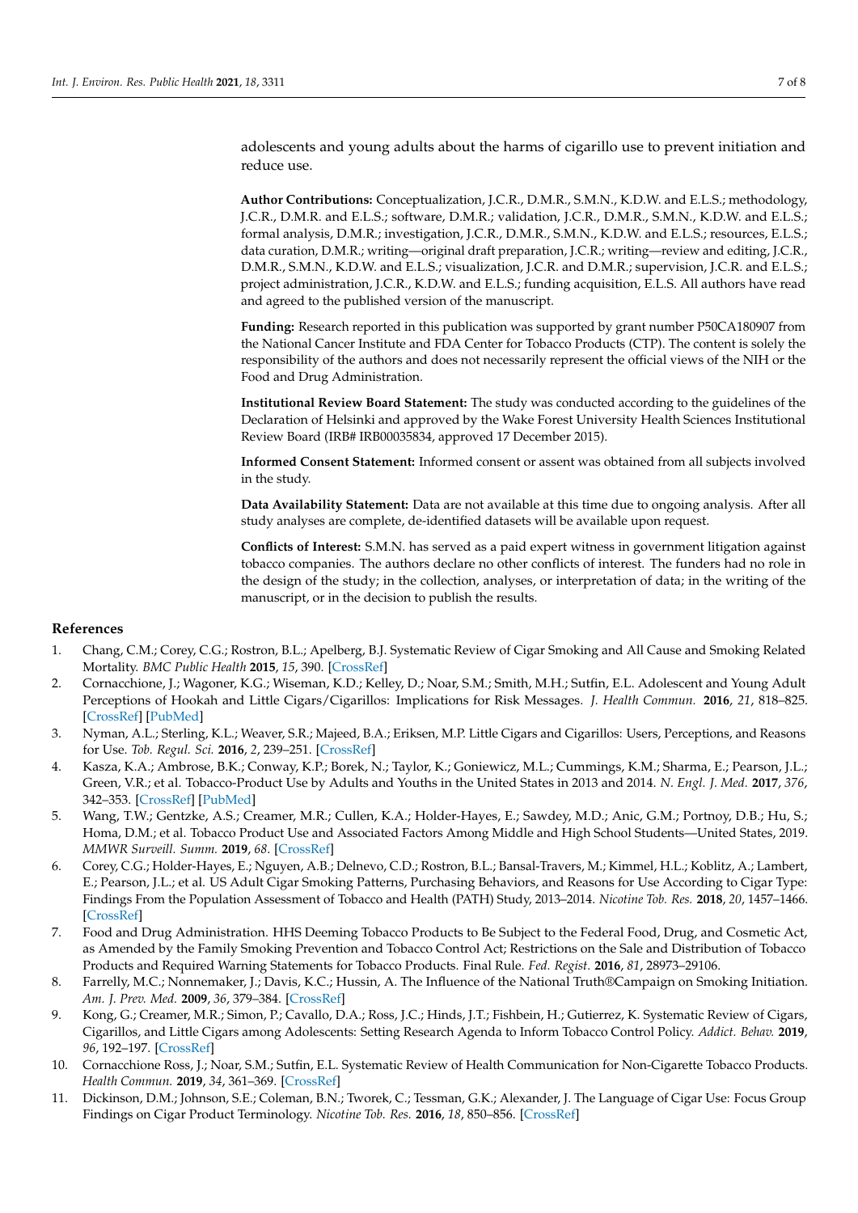adolescents and young adults about the harms of cigarillo use to prevent initiation and reduce use.

**Author Contributions:** Conceptualization, J.C.R., D.M.R., S.M.N., K.D.W. and E.L.S.; methodology, J.C.R., D.M.R. and E.L.S.; software, D.M.R.; validation, J.C.R., D.M.R., S.M.N., K.D.W. and E.L.S.; formal analysis, D.M.R.; investigation, J.C.R., D.M.R., S.M.N., K.D.W. and E.L.S.; resources, E.L.S.; data curation, D.M.R.; writing—original draft preparation, J.C.R.; writing—review and editing, J.C.R., D.M.R., S.M.N., K.D.W. and E.L.S.; visualization, J.C.R. and D.M.R.; supervision, J.C.R. and E.L.S.; project administration, J.C.R., K.D.W. and E.L.S.; funding acquisition, E.L.S. All authors have read and agreed to the published version of the manuscript.

**Funding:** Research reported in this publication was supported by grant number P50CA180907 from the National Cancer Institute and FDA Center for Tobacco Products (CTP). The content is solely the responsibility of the authors and does not necessarily represent the official views of the NIH or the Food and Drug Administration.

**Institutional Review Board Statement:** The study was conducted according to the guidelines of the Declaration of Helsinki and approved by the Wake Forest University Health Sciences Institutional Review Board (IRB# IRB00035834, approved 17 December 2015).

**Informed Consent Statement:** Informed consent or assent was obtained from all subjects involved in the study.

**Data Availability Statement:** Data are not available at this time due to ongoing analysis. After all study analyses are complete, de-identified datasets will be available upon request.

**Conflicts of Interest:** S.M.N. has served as a paid expert witness in government litigation against tobacco companies. The authors declare no other conflicts of interest. The funders had no role in the design of the study; in the collection, analyses, or interpretation of data; in the writing of the manuscript, or in the decision to publish the results.

## References

1. Chang, C.M.; Corey, C.G.; Rostron, B.L.; Apelberg, B.J. Systematic Review of Cigar Smoking and All Cause and Smoking Related Mortality. *BMC Public Health* **2015**, *15*, 390. [CrossRef]
2. Cornacchione, J.; Wagoner, K.G.; Wiseman, K.D.; Kelley, D.; Noar, S.M.; Smith, M.H.; Sutfin, E.L. Adolescent and Young Adult Perceptions of Hookah and Little Cigars/Cigarillos: Implications for Risk Messages. *J. Health Commun.* **2016**, *21*, 818–825. [CrossRef] [PubMed]
3. Nyman, A.L.; Sterling, K.L.; Weaver, S.R.; Majeed, B.A.; Eriksen, M.P. Little Cigars and Cigarillos: Users, Perceptions, and Reasons for Use. *Tob. Regul. Sci.* **2016**, *2*, 239–251. [CrossRef]
4. Kasza, K.A.; Ambrose, B.K.; Conway, K.P.; Borek, N.; Taylor, K.; Goniewicz, M.L.; Cummings, K.M.; Sharma, E.; Pearson, J.L.; Green, V.R.; et al. Tobacco-Product Use by Adults and Youths in the United States in 2013 and 2014. *N. Engl. J. Med.* **2017**, *376*, 342–353. [CrossRef] [PubMed]
5. Wang, T.W.; Gentzke, A.S.; Creamer, M.R.; Cullen, K.A.; Holder-Hayes, E.; Sawdey, M.D.; Anic, G.M.; Portnoy, D.B.; Hu, S.; Homa, D.M.; et al. Tobacco Product Use and Associated Factors Among Middle and High School Students—United States, 2019. *MMWR Surveill. Summ.* **2019**, *68*. [CrossRef]
6. Corey, C.G.; Holder-Hayes, E.; Nguyen, A.B.; Delnevo, C.D.; Rostron, B.L.; Bansal-Travers, M.; Kimmel, H.L.; Koblitz, A.; Lambert, E.; Pearson, J.L.; et al. US Adult Cigar Smoking Patterns, Purchasing Behaviors, and Reasons for Use According to Cigar Type: Findings From the Population Assessment of Tobacco and Health (PATH) Study, 2013–2014. *Nicotine Tob. Res.* **2018**, *20*, 1457–1466. [CrossRef]
7. Food and Drug Administration. HHS Deeming Tobacco Products to Be Subject to the Federal Food, Drug, and Cosmetic Act, as Amended by the Family Smoking Prevention and Tobacco Control Act; Restrictions on the Sale and Distribution of Tobacco Products and Required Warning Statements for Tobacco Products. Final Rule. *Fed. Regist.* **2016**, *81*, 28973–29106.
8. Farrelly, M.C.; Nonnemaker, J.; Davis, K.C.; Hussin, A. The Influence of the National Truth®Campaign on Smoking Initiation. *Am. J. Prev. Med.* **2009**, *36*, 379–384. [CrossRef]
9. Kong, G.; Creamer, M.R.; Simon, P.; Cavallo, D.A.; Ross, J.C.; Hinds, J.T.; Fishbein, H.; Gutierrez, K. Systematic Review of Cigars, Cigarillos, and Little Cigars among Adolescents: Setting Research Agenda to Inform Tobacco Control Policy. *Addict. Behav.* **2019**, *96*, 192–197. [CrossRef]
10. Cornacchione Ross, J.; Noar, S.M.; Sutfin, E.L. Systematic Review of Health Communication for Non-Cigarette Tobacco Products. *Health Commun.* **2019**, *34*, 361–369. [CrossRef]
11. Dickinson, D.M.; Johnson, S.E.; Coleman, B.N.; Tworek, C.; Tessman, G.K.; Alexander, J. The Language of Cigar Use: Focus Group Findings on Cigar Product Terminology. *Nicotine Tob. Res.* **2016**, *18*, 850–856. [CrossRef]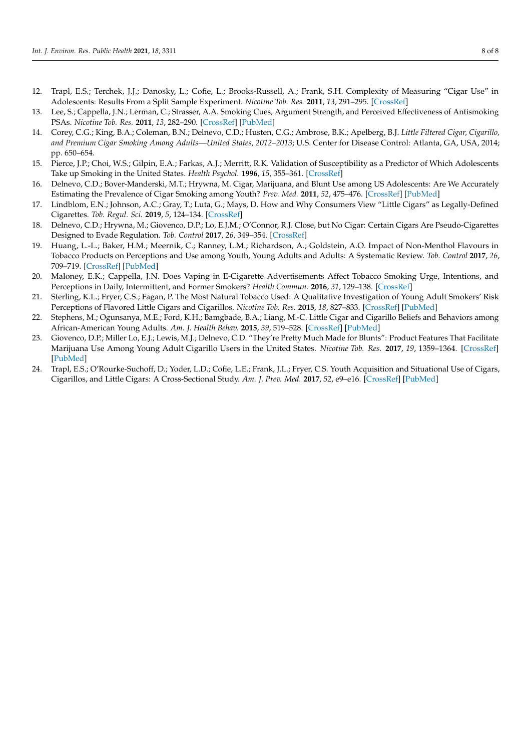12. Trapl, E.S.; Terchek, J.J.; Danosky, L.; Cofie, L.; Brooks-Russell, A.; Frank, S.H. Complexity of Measuring "Cigar Use" in Adolescents: Results From a Split Sample Experiment. *Nicotine Tob. Res.* **2011**, *13*, 291–295. [CrossRef]
13. Lee, S.; Cappella, J.N.; Lerman, C.; Strasser, A.A. Smoking Cues, Argument Strength, and Perceived Effectiveness of Antismoking PSAs. *Nicotine Tob. Res.* **2011**, *13*, 282–290. [CrossRef] [PubMed]
14. Corey, C.G.; King, B.A.; Coleman, B.N.; Delnevo, C.D.; Husten, C.G.; Ambrose, B.K.; Apelberg, B.J. *Little Filtered Cigar, Cigarillo, and Premium Cigar Smoking Among Adults—United States, 2012–2013*; U.S. Center for Disease Control: Atlanta, GA, USA, 2014; pp. 650–654.
15. Pierce, J.P.; Choi, W.S.; Gilpin, E.A.; Farkas, A.J.; Merritt, R.K. Validation of Susceptibility as a Predictor of Which Adolescents Take up Smoking in the United States. *Health Psychol.* **1996**, *15*, 355–361. [CrossRef]
16. Delnevo, C.D.; Bover-Manderski, M.T.; Hrywna, M. Cigar, Marijuana, and Blunt Use among US Adolescents: Are We Accurately Estimating the Prevalence of Cigar Smoking among Youth? *Prev. Med.* **2011**, *52*, 475–476. [CrossRef] [PubMed]
17. Lindblom, E.N.; Johnson, A.C.; Gray, T.; Luta, G.; Mays, D. How and Why Consumers View "Little Cigars" as Legally-Defined Cigarettes. *Tob. Regul. Sci.* **2019**, *5*, 124–134. [CrossRef]
18. Delnevo, C.D.; Hrywna, M.; Giovenco, D.P.; Lo, E.J.M.; O'Connor, R.J. Close, but No Cigar: Certain Cigars Are Pseudo-Cigarettes Designed to Evade Regulation. *Tob. Control* **2017**, *26*, 349–354. [CrossRef]
19. Huang, L.-L.; Baker, H.M.; Meernik, C.; Ranney, L.M.; Richardson, A.; Goldstein, A.O. Impact of Non-Menthol Flavours in Tobacco Products on Perceptions and Use among Youth, Young Adults and Adults: A Systematic Review. *Tob. Control* **2017**, *26*, 709–719. [CrossRef] [PubMed]
20. Maloney, E.K.; Cappella, J.N. Does Vaping in E-Cigarette Advertisements Affect Tobacco Smoking Urge, Intentions, and Perceptions in Daily, Intermittent, and Former Smokers? *Health Commun.* **2016**, *31*, 129–138. [CrossRef]
21. Sterling, K.L.; Fryer, C.S.; Fagan, P. The Most Natural Tobacco Used: A Qualitative Investigation of Young Adult Smokers' Risk Perceptions of Flavored Little Cigars and Cigarillos. *Nicotine Tob. Res.* **2015**, *18*, 827–833. [CrossRef] [PubMed]
22. Stephens, M.; Ogunsanya, M.E.; Ford, K.H.; Bamgbade, B.A.; Liang, M.-C. Little Cigar and Cigarillo Beliefs and Behaviors among African-American Young Adults. *Am. J. Health Behav.* **2015**, *39*, 519–528. [CrossRef] [PubMed]
23. Giovenco, D.P.; Miller Lo, E.J.; Lewis, M.J.; Delnevo, C.D. "They're Pretty Much Made for Blunts": Product Features That Facilitate Marijuana Use Among Young Adult Cigarillo Users in the United States. *Nicotine Tob. Res.* **2017**, *19*, 1359–1364. [CrossRef] [PubMed]
24. Trapl, E.S.; O'Rourke-Suchoff, D.; Yoder, L.D.; Cofie, L.E.; Frank, J.L.; Fryer, C.S. Youth Acquisition and Situational Use of Cigars, Cigarillos, and Little Cigars: A Cross-Sectional Study. *Am. J. Prev. Med.* **2017**, *52*, e9–e16. [CrossRef] [PubMed]